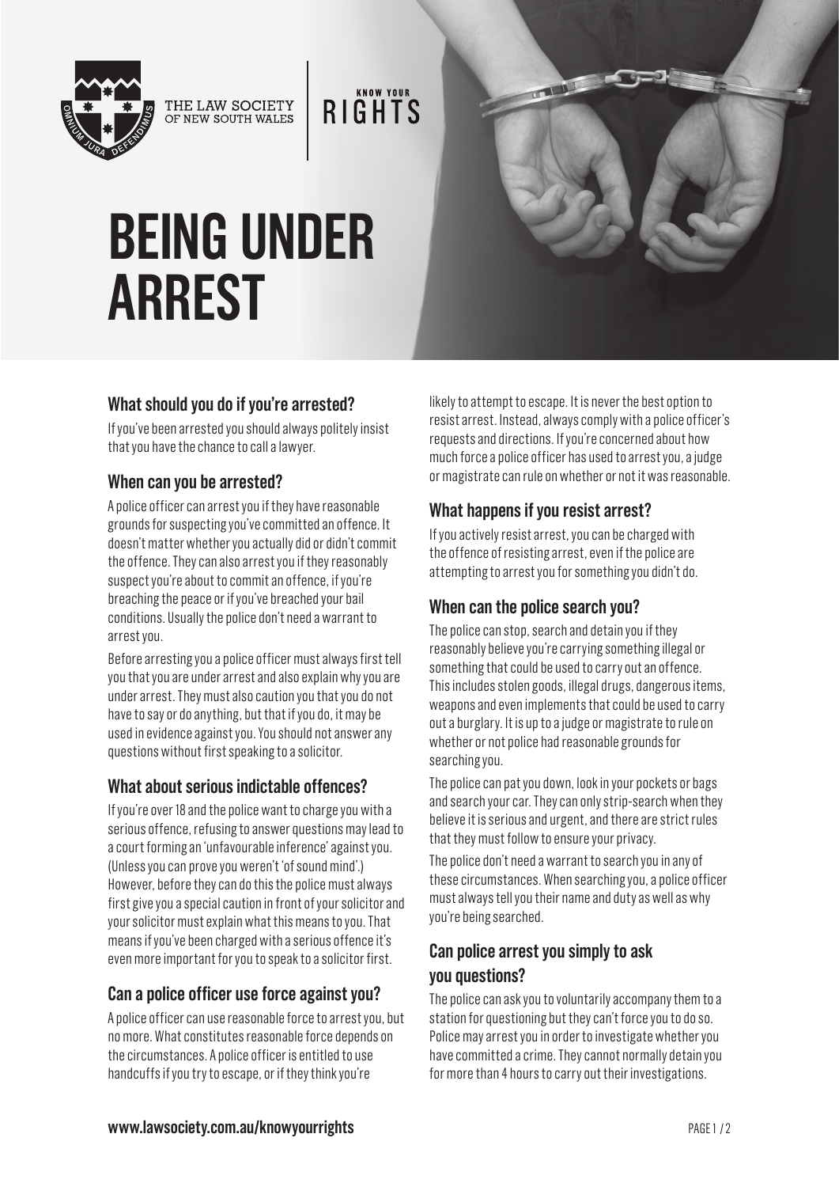THE LAW SOCIETY OF NEW SOUTH WALES

KNOW YOUR RIGHTS

# BEING UNDER ARREST

## What should you do if you're arrested?

If you've been arrested you should always politely insist that you have the chance to call a lawyer.

## When can you be arrested?

A police officer can arrest you if they have reasonable grounds for suspecting you've committed an offence. It doesn't matter whether you actually did or didn't commit the offence. They can also arrest you if they reasonably suspect you're about to commit an offence, if you're breaching the peace or if you've breached your bail conditions. Usually the police don't need a warrant to arrest you.

Before arresting you a police officer must always first tell you that you are under arrest and also explain why you are under arrest. They must also caution you that you do not have to say or do anything, but that if you do, it may be used in evidence against you. You should not answer any questions without first speaking to a solicitor.

## What about serious indictable offences?

If you're over 18 and the police want to charge you with a serious offence, refusing to answer questions may lead to a court forming an 'unfavourable inference' against you. (Unless you can prove you weren't 'of sound mind'.) However, before they can do this the police must always first give you a special caution in front of your solicitor and your solicitor must explain what this means to you. That means if you've been charged with a serious offence it's even more important for you to speak to a solicitor first.

## Can a police officer use force against you?

A police officer can use reasonable force to arrest you, but no more. What constitutes reasonable force depends on the circumstances. A police officer is entitled to use handcuffs if you try to escape, or if they think you're likely to attempt to escape. It is never the best option to resist arrest. Instead, always comply with a police officer's requests and directions. If you're concerned about how much force a police officer has used to arrest you, a judge or magistrate can rule on whether or not it was reasonable.

## What happens if you resist arrest?

If you actively resist arrest, you can be charged with the offence of resisting arrest, even if the police are attempting to arrest you for something you didn't do.

## When can the police search you?

The police can stop, search and detain you if they reasonably believe you're carrying something illegal or something that could be used to carry out an offence. This includes stolen goods, illegal drugs, dangerous items, weapons and even implements that could be used to carry out a burglary. It is up to a judge or magistrate to rule on whether or not police had reasonable grounds for searching you.

The police can pat you down, look in your pockets or bags and search your car. They can only strip-search when they believe it is serious and urgent, and there are strict rules that they must follow to ensure your privacy.

The police don't need a warrant to search you in any of these circumstances. When searching you, a police officer must always tell you their name and duty as well as why you're being searched.

## Can police arrest you simply to ask you questions?

The police can ask you to voluntarily accompany them to a station for questioning but they can't force you to do so. Police may arrest you in order to investigate whether you have committed a crime. They cannot normally detain you for more than 4 hours to carry out their investigations.

www.lawsociety.com.au/knowyourrights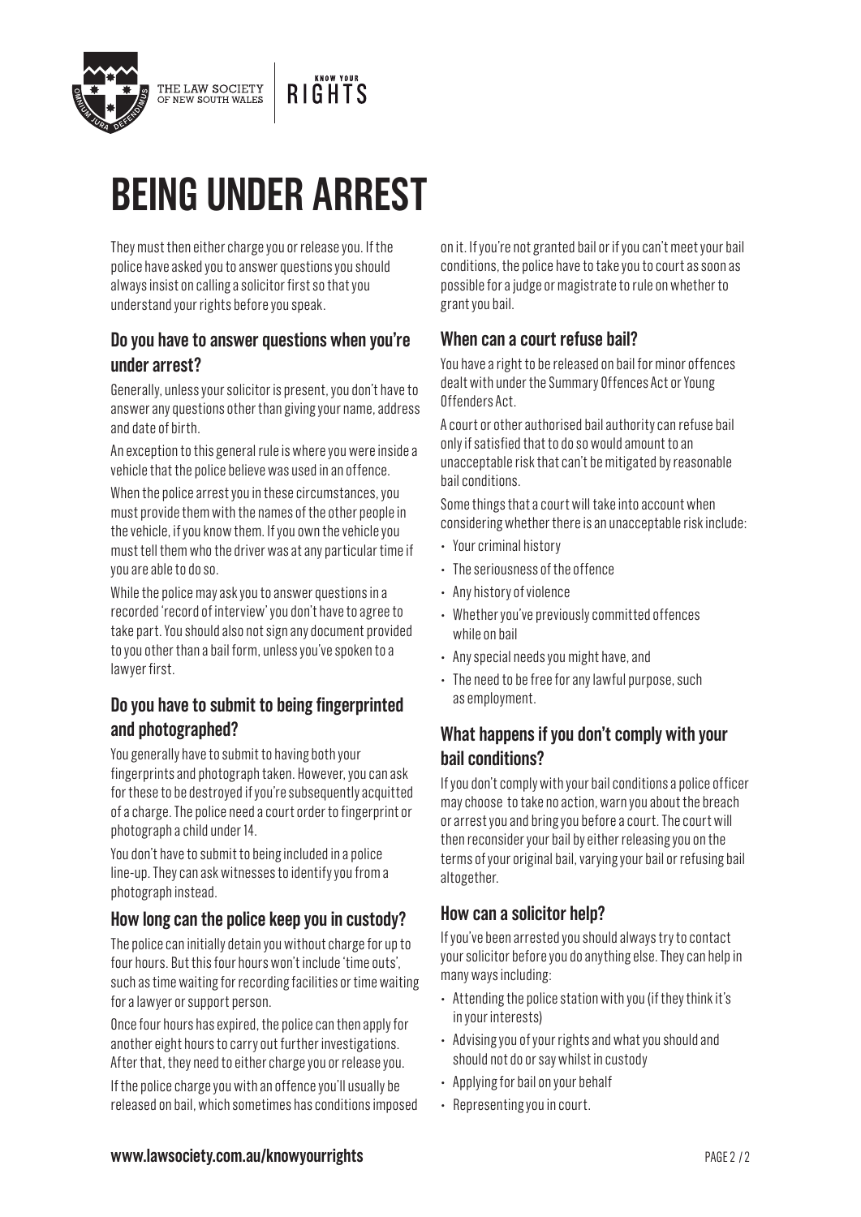# BEING UNDER ARREST

They must then either charge you or release you. If the police have asked you to answer questions you should always insist on calling a solicitor first so that you understand your rights before you speak.

### Do you have to answer questions when you're under arrest?

Generally, unless your solicitor is present, you don't have to answer any questions other than giving your name, address and date of birth.

An exception to this general rule is where you were inside a vehicle that the police believe was used in an offence.

When the police arrest you in these circumstances, you must provide them with the names of the other people in the vehicle, if you know them. If you own the vehicle you must tell them who the driver was at any particular time if you are able to do so.

While the police may ask you to answer questions in a recorded 'record of interview' you don't have to agree to take part. You should also not sign any document provided to you other than a bail form, unless you've spoken to a lawyer first.

### Do you have to submit to being fingerprinted and photographed?

You generally have to submit to having both your fingerprints and photograph taken. However, you can ask for these to be destroyed if you're subsequently acquitted of a charge. The police need a court order to fingerprint or photograph a child under 14.

You don't have to submit to being included in a police line-up. They can ask witnesses to identify you from a photograph instead.

### How long can the police keep you in custody?

The police can initially detain you without charge for up to four hours. But this four hours won't include 'time outs', such as time waiting for recording facilities or time waiting for a lawyer or support person.

Once four hours has expired, the police can then apply for another eight hours to carry out further investigations. After that, they need to either charge you or release you.

If the police charge you with an offence you'll usually be released on bail, which sometimes has conditions imposed on it. If you're not granted bail or if you can't meet your bail conditions, the police have to take you to court as soon as possible for a judge or magistrate to rule on whether to grant you bail.

### When can a court refuse bail?

You have a right to be released on bail for minor offences dealt with under the Summary Offences Act or Young Offenders Act.

A court or other authorised bail authority can refuse bail only if satisfied that to do so would amount to an unacceptable risk that can't be mitigated by reasonable bail conditions.

Some things that a court will take into account when considering whether there is an unacceptable risk include:

- Your criminal history
- The seriousness of the offence
- Any history of violence
- Whether you've previously committed offences while on bail
- Any special needs you might have, and
- The need to be free for any lawful purpose, such as employment.

### What happens if you don't comply with your bail conditions?

If you don't comply with your bail conditions a police officer may choose to take no action, warn you about the breach or arrest you and bring you before a court. The court will then reconsider your bail by either releasing you on the terms of your original bail, varying your bail or refusing bail altogether.

### How can a solicitor help?

If you've been arrested you should always try to contact your solicitor before you do anything else. They can help in many ways including:

- Attending the police station with you (if they think it's in your interests)
- Advising you of your rights and what you should and should not do or say whilst in custody
- Applying for bail on your behalf
- Representing you in court.

**www.lawsociety.com.au/knowyourrights**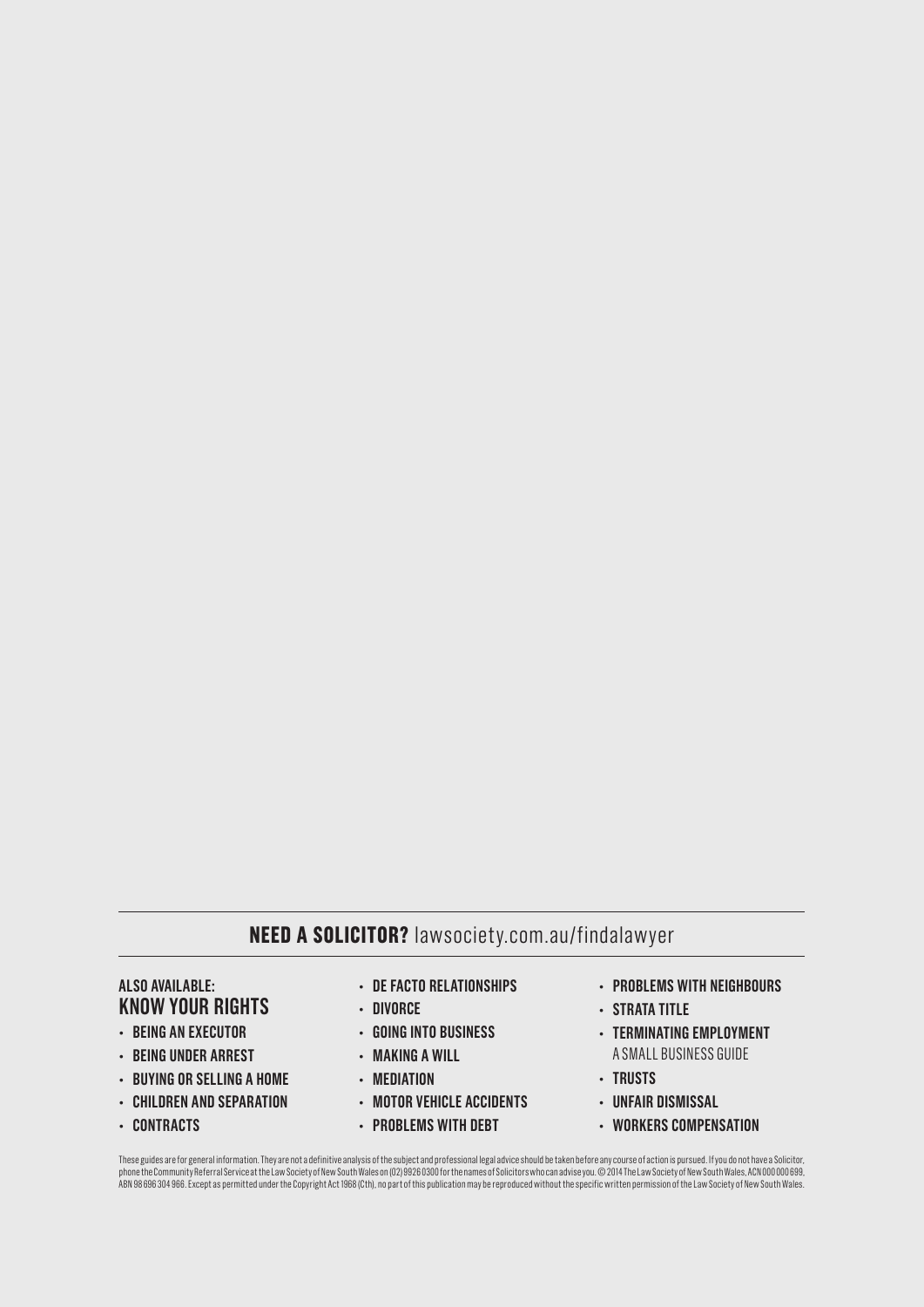**NEED A SOLICITOR?** lawsociety.com.au/findalawyer

**ALSO AVAILABLE:**

## KNOW YOUR RIGHTS

- **BEING AN EXECUTOR**
- **BEING UNDER ARREST**
- **BUYING OR SELLING A HOME**
- **CHILDREN AND SEPARATION**
- **CONTRACTS**
- **DE FACTO RELATIONSHIPS**
- **DIVORCE**
- **GOING INTO BUSINESS**
- **MAKING A WILL**
- **MEDIATION**
- **MOTOR VEHICLE ACCIDENTS**
- **PROBLEMS WITH DEBT**
- **PROBLEMS WITH NEIGHBOURS**
- **STRATA TITLE**
- **TERMINATING EMPLOYMENT** A SMALL BUSINESS GUIDE
- **TRUSTS**
- **UNFAIR DISMISSAL**
- **WORKERS COMPENSATION**

These guides are for general information. They are not a definitive analysis of the subject and professional legal advice should be taken before any course of action is pursued. If you do not have a Solicitor, phone the Community Referral Service at the Law Society of New South Wales on (02) 9926 0300 for the names of Solicitors who can advise you. © 2014 The Law Society of New South Wales, ACN 000 000 699, ABN 98 696 304 966. Except as permitted under the Copyright Act 1968 (Cth), no part of this publication may be reproduced without the specific written permission of the Law Society of New South Wales.